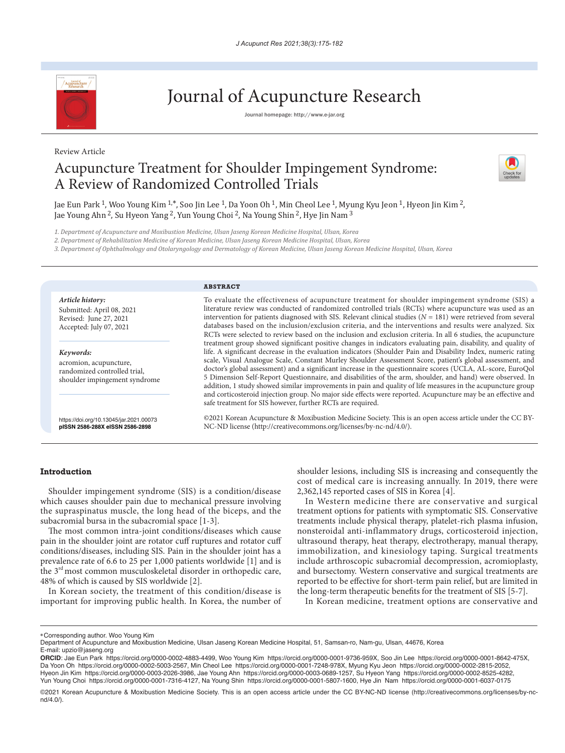Journal of Acupuncture Research

Journal homepage: http://www.e-jar.org

Review Article

# Acupuncture Treatment for Shoulder Impingement Syndrome: A Review of Randomized Controlled Trials

Jae Eun Park [1], Woo Young Kim [1,*], Soo Jin Lee [1], Da Yoon Oh [1], Min Cheol Lee [1], Myung Kyu Jeon [1], Hyeon Jin Kim [2], Jae Young Ahn [2], Su Hyeon Yang [2], Yun Young Choi [2], Na Young Shin [2], Hye Jin Nam [3]

*1. Department of Acupuncture and Moxibustion Medicine, Ulsan Jaseng Korean Medicine Hospital, Ulsan, Korea*

*2. Department of Rehabilitation Medicine of Korean Medicine, Ulsan Jaseng Korean Medicine Hospital, Ulsan, Korea*

*3. Department of Ophthalmology and Otolaryngology and Dermatology of Korean Medicine, Ulsan Jaseng Korean Medicine Hospital, Ulsan, Korea*

***Article history:***

Submitted: April 08, 2021
Revised: June 27, 2021
Accepted: July 07, 2021

***Keywords:***

acromion, acupuncture, randomized controlled trial, shoulder impingement syndrome

https://doi.org/10.13045/jar.2021.00073
**pISSN 2586-288X eISSN 2586-2898**

## ABSTRACT

To evaluate the effectiveness of acupuncture treatment for shoulder impingement syndrome (SIS) a literature review was conducted of randomized controlled trials (RCTs) where acupuncture was used as an intervention for patients diagnosed with SIS. Relevant clinical studies ($N$ = 181) were retrieved from several databases based on the inclusion/exclusion criteria, and the interventions and results were analyzed. Six RCTs were selected to review based on the inclusion and exclusion criteria. In all 6 studies, the acupuncture treatment group showed significant positive changes in indicators evaluating pain, disability, and quality of life. A significant decrease in the evaluation indicators (Shoulder Pain and Disability Index, numeric rating scale, Visual Analogue Scale, Constant Murley Shoulder Assessment Score, patient's global assessment, and doctor's global assessment) and a significant increase in the questionnaire scores (UCLA, AL-score, EuroQol 5 Dimension Self-Report Questionnaire, and disabilities of the arm, shoulder, and hand) were observed. In addition, 1 study showed similar improvements in pain and quality of life measures in the acupuncture group and corticosteroid injection group. No major side effects were reported. Acupuncture may be an effective and safe treatment for SIS however, further RCTs are required.

©2021 Korean Acupuncture & Moxibustion Medicine Society. This is an open access article under the CC BY-NC-ND license (http://creativecommons.org/licenses/by-nc-nd/4.0/).

## Introduction

Shoulder impingement syndrome (SIS) is a condition/disease which causes shoulder pain due to mechanical pressure involving the supraspinatus muscle, the long head of the biceps, and the subacromial bursa in the subacromial space [1-3].

The most common intra-joint conditions/diseases which cause pain in the shoulder joint are rotator cuff ruptures and rotator cuff conditions/diseases, including SIS. Pain in the shoulder joint has a prevalence rate of 6.6 to 25 per 1,000 patients worldwide [1] and is the 3rd most common musculoskeletal disorder in orthopedic care, 48% of which is caused by SIS worldwide [2].

In Korean society, the treatment of this condition/disease is important for improving public health. In Korea, the number of shoulder lesions, including SIS is increasing and consequently the cost of medical care is increasing annually. In 2019, there were 2,362,145 reported cases of SIS in Korea [4].

In Western medicine there are conservative and surgical treatment options for patients with symptomatic SIS. Conservative treatments include physical therapy, platelet-rich plasma infusion, nonsteroidal anti-inflammatory drugs, corticosteroid injection, ultrasound therapy, heat therapy, electrotherapy, manual therapy, immobilization, and kinesiology taping. Surgical treatments include arthroscopic subacromial decompression, acromioplasty, and bursectomy. Western conservative and surgical treatments are reported to be effective for short-term pain relief, but are limited in the long-term therapeutic benefits for the treatment of SIS [5-7].

In Korean medicine, treatment options are conservative and

*Corresponding author. Woo Young Kim
Department of Acupuncture and Moxibustion Medicine, Ulsan Jaseng Korean Medicine Hospital, 51, Samsan-ro, Nam-gu, Ulsan, 44676, Korea
E-mail: upzio@jaseng.org

**ORCID**: Jae Eun Park https://orcid.org/0000-0002-4883-4499, Woo Young Kim https://orcid.org/0000-0001-9736-959X, Soo Jin Lee https://orcid.org/0000-0001-8642-475X, Da Yoon Oh https://orcid.org/0000-0002-5003-2567, Min Cheol Lee https://orcid.org/0000-0001-7248-978X, Myung Kyu Jeon https://orcid.org/0000-0002-2815-2052, Hyeon Jin Kim https://orcid.org/0000-0003-2026-3986, Jae Young Ahn https://orcid.org/0000-0003-0689-1257, Su Hyeon Yang https://orcid.org/0000-0002-8525-4282, Yun Young Choi https://orcid.org/0000-0001-7316-4127, Na Young Shin https://orcid.org/0000-0001-5807-1600, Hye Jin Nam https://orcid.org/0000-0001-6037-0175

©2021 Korean Acupuncture & Moxibustion Medicine Society. This is an open access article under the CC BY-NC-ND license (http://creativecommons.org/licenses/by-nc-nd/4.0/).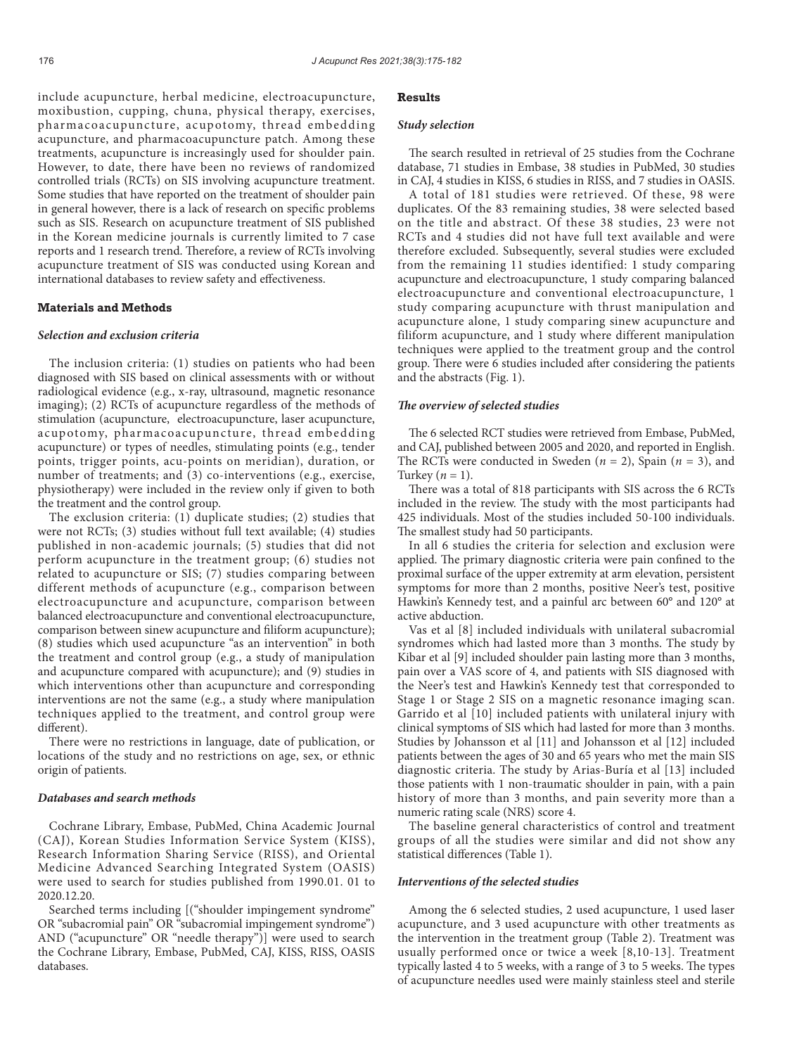include acupuncture, herbal medicine, electroacupuncture, moxibustion, cupping, chuna, physical therapy, exercises, pharmacoacupuncture, acupotomy, thread embedding acupuncture, and pharmacoacupuncture patch. Among these treatments, acupuncture is increasingly used for shoulder pain. However, to date, there have been no reviews of randomized controlled trials (RCTs) on SIS involving acupuncture treatment. Some studies that have reported on the treatment of shoulder pain in general however, there is a lack of research on specific problems such as SIS. Research on acupuncture treatment of SIS published in the Korean medicine journals is currently limited to 7 case reports and 1 research trend. Therefore, a review of RCTs involving acupuncture treatment of SIS was conducted using Korean and international databases to review safety and effectiveness.

## Materials and Methods

### Selection and exclusion criteria

The inclusion criteria: (1) studies on patients who had been diagnosed with SIS based on clinical assessments with or without radiological evidence (e.g., x-ray, ultrasound, magnetic resonance imaging); (2) RCTs of acupuncture regardless of the methods of stimulation (acupuncture, electroacupuncture, laser acupuncture, acupotomy, pharmacoacupuncture, thread embedding acupuncture) or types of needles, stimulating points (e.g., tender points, trigger points, acu-points on meridian), duration, or number of treatments; and (3) co-interventions (e.g., exercise, physiotherapy) were included in the review only if given to both the treatment and the control group.

The exclusion criteria: (1) duplicate studies; (2) studies that were not RCTs; (3) studies without full text available; (4) studies published in non-academic journals; (5) studies that did not perform acupuncture in the treatment group; (6) studies not related to acupuncture or SIS; (7) studies comparing between different methods of acupuncture (e.g., comparison between electroacupuncture and acupuncture, comparison between balanced electroacupuncture and conventional electroacupuncture, comparison between sinew acupuncture and filiform acupuncture); (8) studies which used acupuncture "as an intervention" in both the treatment and control group (e.g., a study of manipulation and acupuncture compared with acupuncture); and (9) studies in which interventions other than acupuncture and corresponding interventions are not the same (e.g., a study where manipulation techniques applied to the treatment, and control group were different).

There were no restrictions in language, date of publication, or locations of the study and no restrictions on age, sex, or ethnic origin of patients.

### Databases and search methods

Cochrane Library, Embase, PubMed, China Academic Journal (CAJ), Korean Studies Information Service System (KISS), Research Information Sharing Service (RISS), and Oriental Medicine Advanced Searching Integrated System (OASIS) were used to search for studies published from 1990.01. 01 to 2020.12.20.

Searched terms including [("shoulder impingement syndrome" OR "subacromial pain" OR "subacromial impingement syndrome") AND ("acupuncture" OR "needle therapy")] were used to search the Cochrane Library, Embase, PubMed, CAJ, KISS, RISS, OASIS databases.

## Results

### Study selection

The search resulted in retrieval of 25 studies from the Cochrane database, 71 studies in Embase, 38 studies in PubMed, 30 studies in CAJ, 4 studies in KISS, 6 studies in RISS, and 7 studies in OASIS.

A total of 181 studies were retrieved. Of these, 98 were duplicates. Of the 83 remaining studies, 38 were selected based on the title and abstract. Of these 38 studies, 23 were not RCTs and 4 studies did not have full text available and were therefore excluded. Subsequently, several studies were excluded from the remaining 11 studies identified: 1 study comparing acupuncture and electroacupuncture, 1 study comparing balanced electroacupuncture and conventional electroacupuncture, 1 study comparing acupuncture with thrust manipulation and acupuncture alone, 1 study comparing sinew acupuncture and filiform acupuncture, and 1 study where different manipulation techniques were applied to the treatment group and the control group. There were 6 studies included after considering the patients and the abstracts (Fig. 1).

### The overview of selected studies

The 6 selected RCT studies were retrieved from Embase, PubMed, and CAJ, published between 2005 and 2020, and reported in English. The RCTs were conducted in Sweden ($n = 2$), Spain ($n = 3$), and Turkey ($n = 1$).

There was a total of 818 participants with SIS across the 6 RCTs included in the review. The study with the most participants had 425 individuals. Most of the studies included 50-100 individuals. The smallest study had 50 participants.

In all 6 studies the criteria for selection and exclusion were applied. The primary diagnostic criteria were pain confined to the proximal surface of the upper extremity at arm elevation, persistent symptoms for more than 2 months, positive Neer's test, positive Hawkin's Kennedy test, and a painful arc between 60° and 120° at active abduction.

Vas et al [8] included individuals with unilateral subacromial syndromes which had lasted more than 3 months. The study by Kibar et al [9] included shoulder pain lasting more than 3 months, pain over a VAS score of 4, and patients with SIS diagnosed with the Neer's test and Hawkin's Kennedy test that corresponded to Stage 1 or Stage 2 SIS on a magnetic resonance imaging scan. Garrido et al [10] included patients with unilateral injury with clinical symptoms of SIS which had lasted for more than 3 months. Studies by Johansson et al [11] and Johansson et al [12] included patients between the ages of 30 and 65 years who met the main SIS diagnostic criteria. The study by Arias-Buría et al [13] included those patients with 1 non-traumatic shoulder in pain, with a pain history of more than 3 months, and pain severity more than a numeric rating scale (NRS) score 4.

The baseline general characteristics of control and treatment groups of all the studies were similar and did not show any statistical differences (Table 1).

### Interventions of the selected studies

Among the 6 selected studies, 2 used acupuncture, 1 used laser acupuncture, and 3 used acupuncture with other treatments as the intervention in the treatment group (Table 2). Treatment was usually performed once or twice a week [8,10-13]. Treatment typically lasted 4 to 5 weeks, with a range of 3 to 5 weeks. The types of acupuncture needles used were mainly stainless steel and sterile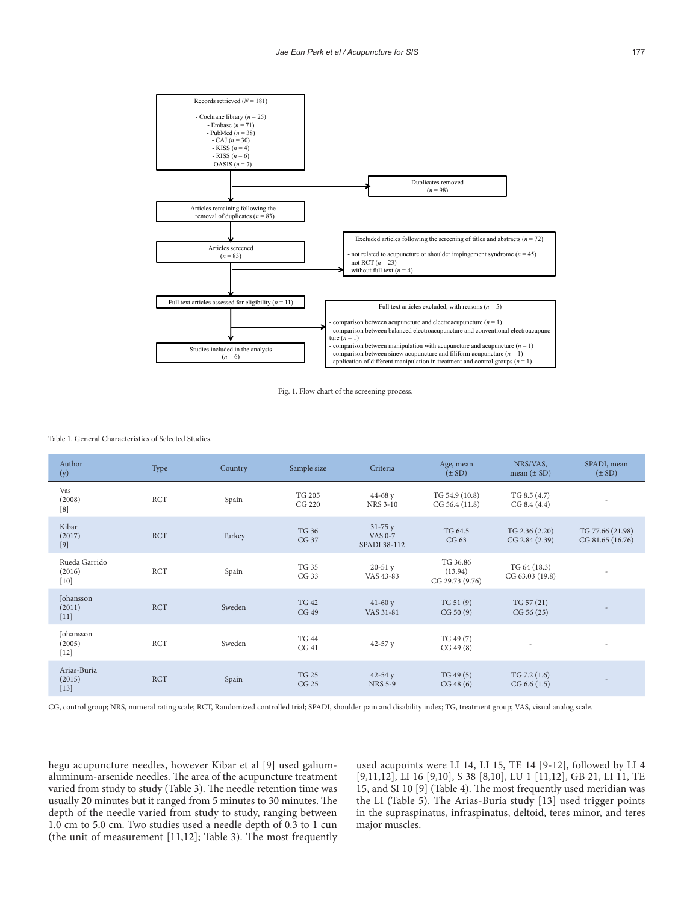Records retrieved ($N = 181$)

- Cochrane library ($n = 25$)
- Embase ($n = 71$)
- PubMed ($n = 38$)
- CAJ ($n = 30$)
- KISS ($n = 4$)
- RISS ($n = 6$)
- OASIS ($n = 7$)

Duplicates removed ($n = 98$)

Articles remaining following the removal of duplicates ($n = 83$)

Articles screened ($n = 83$)

Excluded articles following the screening of titles and abstracts ($n = 72$)

- not related to acupuncture or shoulder impingement syndrome ($n = 45$)
- not RCT ($n = 23$)
- without full text ($n = 4$)

Full text articles assessed for eligibility ($n = 11$)

Full text articles excluded, with reasons ($n = 5$)

- comparison between acupuncture and electroacupuncture ($n = 1$)
- comparison between balanced electroacupuncture and conventional electroacupuncture ($n = 1$)
- comparison between manipulation with acupuncture and acupuncture ($n = 1$)
- comparison between sinew acupuncture and filiform acupuncture ($n = 1$)
- application of different manipulation in treatment and control groups ($n = 1$)

Studies included in the analysis ($n = 6$)

Fig. 1. Flow chart of the screening process.

Table 1. General Characteristics of Selected Studies.

| Author (y) | Type | Country | Sample size | Criteria | Age, mean (± SD) | NRS/VAS, mean (± SD) | SPADI, mean (± SD) |
|---|---|---|---|---|---|---|---|
| Vas (2008) [8] | RCT | Spain | TG 205<br>CG 220 | 44-68 y<br>NRS 3-10 | TG 54.9 (10.8)<br>CG 56.4 (11.8) | TG 8.5 (4.7)<br>CG 8.4 (4.4) | - |
| Kibar (2017) [9] | RCT | Turkey | TG 36<br>CG 37 | 31-75 y<br>VAS 0-7<br>SPADI 38-112 | TG 64.5<br>CG 63 | TG 2.36 (2.20)<br>CG 2.84 (2.39) | TG 77.66 (21.98)<br>CG 81.65 (16.76) |
| Rueda Garrido (2016) [10] | RCT | Spain | TG 35<br>CG 33 | 20-51 y<br>VAS 43-83 | TG 36.86 (13.94)<br>CG 29.73 (9.76) | TG 64 (18.3)<br>CG 63.03 (19.8) | - |
| Johansson (2011) [11] | RCT | Sweden | TG 42<br>CG 49 | 41-60 y<br>VAS 31-81 | TG 51 (9)<br>CG 50 (9) | TG 57 (21)<br>CG 56 (25) | - |
| Johansson (2005) [12] | RCT | Sweden | TG 44<br>CG 41 | 42-57 y | TG 49 (7)<br>CG 49 (8) | - | - |
| Arias-Buría (2015) [13] | RCT | Spain | TG 25<br>CG 25 | 42-54 y<br>NRS 5-9 | TG 49 (5)<br>CG 48 (6) | TG 7.2 (1.6)<br>CG 6.6 (1.5) | - |

CG, control group; NRS, numeral rating scale; RCT, Randomized controlled trial; SPADI, shoulder pain and disability index; TG, treatment group; VAS, visual analog scale.

hegu acupuncture needles, however Kibar et al [9] used galium-aluminum-arsenide needles. The area of the acupuncture treatment varied from study to study (Table 3). The needle retention time was usually 20 minutes but it ranged from 5 minutes to 30 minutes. The depth of the needle varied from study to study, ranging between 1.0 cm to 5.0 cm. Two studies used a needle depth of 0.3 to 1 cun (the unit of measurement [11,12]; Table 3). The most frequently used acupoints were LI 14, LI 15, TE 14 [9-12], followed by LI 4 [9,11,12], LI 16 [9,10], S 38 [8,10], LU 1 [11,12], GB 21, LI 11, TE 15, and SI 10 [9] (Table 4). The most frequently used meridian was the LI (Table 5). The Arias-Buría study [13] used trigger points in the supraspinatus, infraspinatus, deltoid, teres minor, and teres major muscles.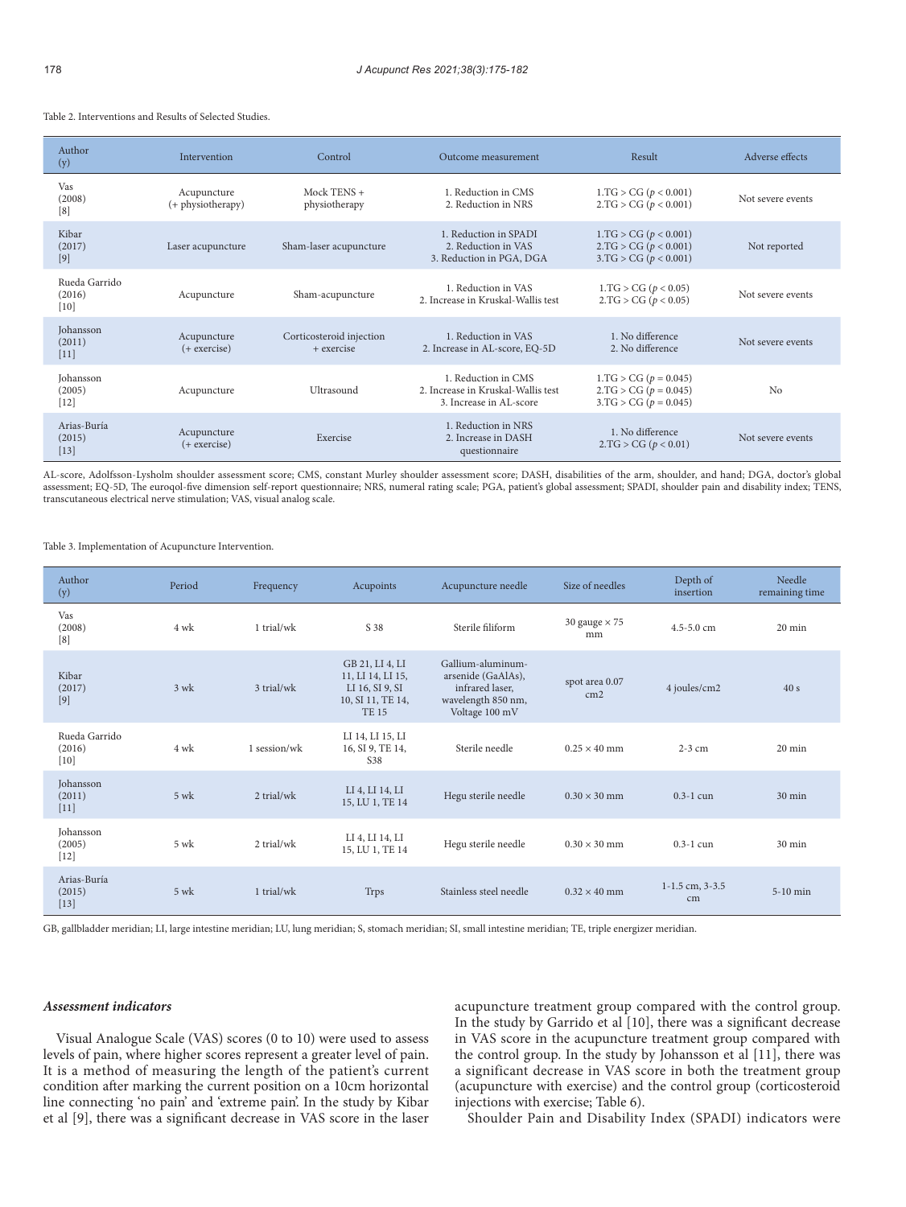Table 2. Interventions and Results of Selected Studies.

| Author (y) | Intervention | Control | Outcome measurement | Result | Adverse effects |
|---|---|---|---|---|---|
| Vas (2008) [8] | Acupuncture (+ physiotherapy) | Mock TENS + physiotherapy | 1. Reduction in CMS<br>2. Reduction in NRS | 1.TG > CG ($p < 0.001$)<br>2.TG > CG ($p < 0.001$) | Not severe events |
| Kibar (2017) [9] | Laser acupuncture | Sham-laser acupuncture | 1. Reduction in SPADI<br>2. Reduction in VAS<br>3. Reduction in PGA, DGA | 1.TG > CG ($p < 0.001$)<br>2.TG > CG ($p < 0.001$)<br>3.TG > CG ($p < 0.001$) | Not reported |
| Rueda Garrido (2016) [10] | Acupuncture | Sham-acupuncture | 1. Reduction in VAS<br>2. Increase in Kruskal-Wallis test | 1.TG > CG ($p < 0.05$)<br>2.TG > CG ($p < 0.05$) | Not severe events |
| Johansson (2011) [11] | Acupuncture (+ exercise) | Corticosteroid injection + exercise | 1. Reduction in VAS<br>2. Increase in AL-score, EQ-5D | 1. No difference<br>2. No difference | Not severe events |
| Johansson (2005) [12] | Acupuncture | Ultrasound | 1. Reduction in CMS<br>2. Increase in Kruskal-Wallis test<br>3. Increase in AL-score | 1.TG > CG ($p = 0.045$)<br>2.TG > CG ($p = 0.045$)<br>3.TG > CG ($p = 0.045$) | No |
| Arias-Buría (2015) [13] | Acupuncture (+ exercise) | Exercise | 1. Reduction in NRS<br>2. Increase in DASH questionnaire | 1. No difference<br>2.TG > CG ($p < 0.01$) | Not severe events |

AL-score, Adolfsson-Lysholm shoulder assessment score; CMS, constant Murley shoulder assessment score; DASH, disabilities of the arm, shoulder, and hand; DGA, doctor's global assessment; EQ-5D, The euroqol-five dimension self-report questionnaire; NRS, numeral rating scale; PGA, patient's global assessment; SPADI, shoulder pain and disability index; TENS, transcutaneous electrical nerve stimulation; VAS, visual analog scale.

Table 3. Implementation of Acupuncture Intervention.

| Author (y) | Period | Frequency | Acupoints | Acupuncture needle | Size of needles | Depth of insertion | Needle remaining time |
|---|---|---|---|---|---|---|---|
| Vas (2008) [8] | 4 wk | 1 trial/wk | S 38 | Sterile filiform | 30 gauge × 75 mm | 4.5-5.0 cm | 20 min |
| Kibar (2017) [9] | 3 wk | 3 trial/wk | GB 21, LI 4, LI 11, LI 14, LI 15, LI 16, SI 9, SI 10, SI 11, TE 14, TE 15 | Gallium-aluminum-arsenide (GaAlAs), infrared laser, wavelength 850 nm, Voltage 100 mV | spot area 0.07 cm2 | 4 joules/cm2 | 40 s |
| Rueda Garrido (2016) [10] | 4 wk | 1 session/wk | LI 14, LI 15, LI 16, SI 9, TE 14, S38 | Sterile needle | 0.25 × 40 mm | 2-3 cm | 20 min |
| Johansson (2011) [11] | 5 wk | 2 trial/wk | LI 4, LI 14, LI 15, LU 1, TE 14 | Hegu sterile needle | 0.30 × 30 mm | 0.3-1 cun | 30 min |
| Johansson (2005) [12] | 5 wk | 2 trial/wk | LI 4, LI 14, LI 15, LU 1, TE 14 | Hegu sterile needle | 0.30 × 30 mm | 0.3-1 cun | 30 min |
| Arias-Buría (2015) [13] | 5 wk | 1 trial/wk | Trps | Stainless steel needle | 0.32 × 40 mm | 1-1.5 cm, 3-3.5 cm | 5-10 min |

GB, gallbladder meridian; LI, large intestine meridian; LU, lung meridian; S, stomach meridian; SI, small intestine meridian; TE, triple energizer meridian.

### *Assessment indicators*

Visual Analogue Scale (VAS) scores (0 to 10) were used to assess levels of pain, where higher scores represent a greater level of pain. It is a method of measuring the length of the patient's current condition after marking the current position on a 10cm horizontal line connecting 'no pain' and 'extreme pain'. In the study by Kibar et al [9], there was a significant decrease in VAS score in the laser acupuncture treatment group compared with the control group. In the study by Garrido et al [10], there was a significant decrease in VAS score in the acupuncture treatment group compared with the control group. In the study by Johansson et al [11], there was a significant decrease in VAS score in both the treatment group (acupuncture with exercise) and the control group (corticosteroid injections with exercise; Table 6).

Shoulder Pain and Disability Index (SPADI) indicators were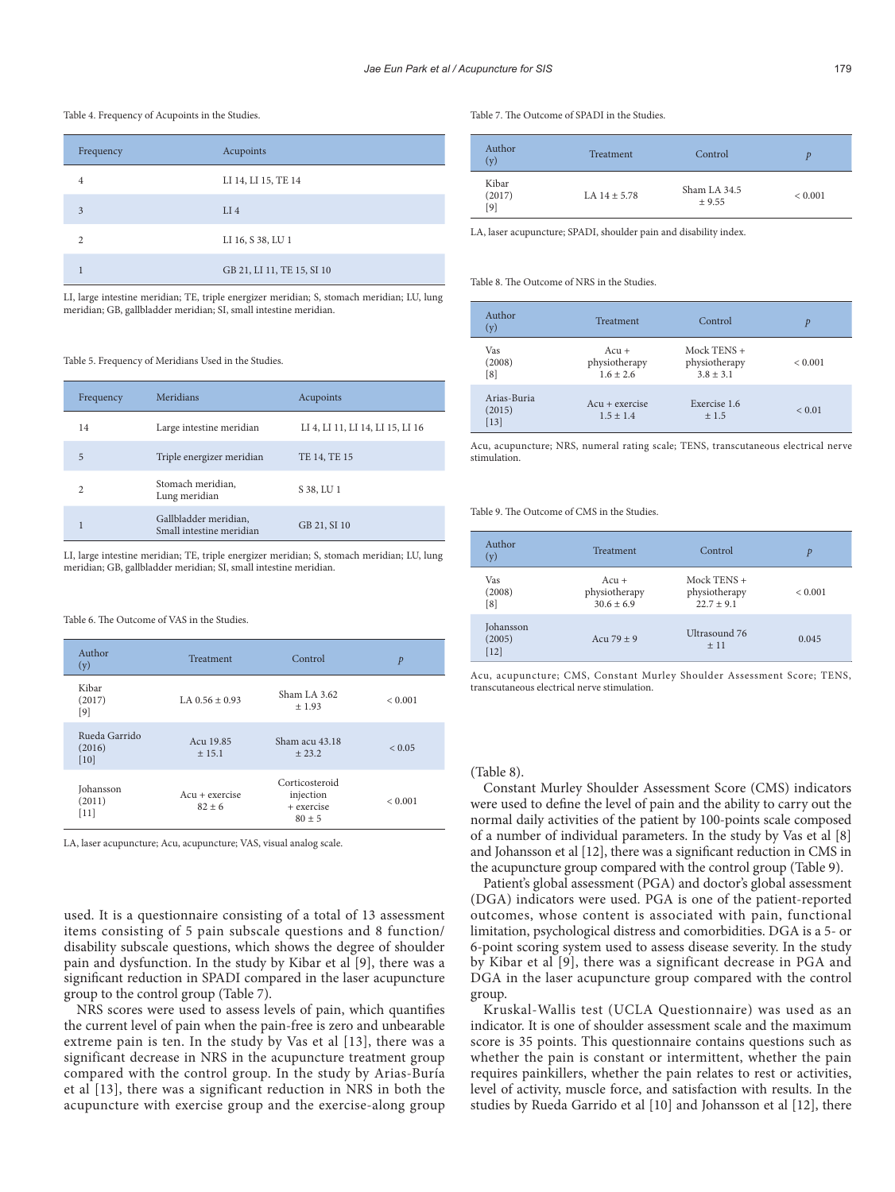Table 4. Frequency of Acupoints in the Studies.

| Frequency | Acupoints |
|---|---|
| 4 | LI 14, LI 15, TE 14 |
| 3 | LI 4 |
| 2 | LI 16, S 38, LU 1 |
| 1 | GB 21, LI 11, TE 15, SI 10 |

LI, large intestine meridian; TE, triple energizer meridian; S, stomach meridian; LU, lung meridian; GB, gallbladder meridian; SI, small intestine meridian.

Table 5. Frequency of Meridians Used in the Studies.

| Frequency | Meridians | Acupoints |
|---|---|---|
| 14 | Large intestine meridian | LI 4, LI 11, LI 14, LI 15, LI 16 |
| 5 | Triple energizer meridian | TE 14, TE 15 |
| 2 | Stomach meridian, Lung meridian | S 38, LU 1 |
| 1 | Gallbladder meridian, Small intestine meridian | GB 21, SI 10 |

LI, large intestine meridian; TE, triple energizer meridian; S, stomach meridian; LU, lung meridian; GB, gallbladder meridian; SI, small intestine meridian.

Table 6. The Outcome of VAS in the Studies.

| Author (y) | Treatment | Control | p |
|---|---|---|---|
| Kibar (2017) [9] | LA 0.56 ± 0.93 | Sham LA 3.62 ± 1.93 | < 0.001 |
| Rueda Garrido (2016) [10] | Acu 19.85 ± 15.1 | Sham acu 43.18 ± 23.2 | < 0.05 |
| Johansson (2011) [11] | Acu + exercise 82 ± 6 | Corticosteroid injection + exercise 80 ± 5 | < 0.001 |

LA, laser acupuncture; Acu, acupuncture; VAS, visual analog scale.

used. It is a questionnaire consisting of a total of 13 assessment items consisting of 5 pain subscale questions and 8 function/disability subscale questions, which shows the degree of shoulder pain and dysfunction. In the study by Kibar et al [9], there was a significant reduction in SPADI compared in the laser acupuncture group to the control group (Table 7).

NRS scores were used to assess levels of pain, which quantifies the current level of pain when the pain-free is zero and unbearable extreme pain is ten. In the study by Vas et al [13], there was a significant decrease in NRS in the acupuncture treatment group compared with the control group. In the study by Arias-Buría et al [13], there was a significant reduction in NRS in both the acupuncture with exercise group and the exercise-along group (Table 8).

Table 7. The Outcome of SPADI in the Studies.

| Author (y) | Treatment | Control | p |
|---|---|---|---|
| Kibar (2017) [9] | LA 14 ± 5.78 | Sham LA 34.5 ± 9.55 | < 0.001 |

LA, laser acupuncture; SPADI, shoulder pain and disability index.

Table 8. The Outcome of NRS in the Studies.

| Author (y) | Treatment | Control | p |
|---|---|---|---|
| Vas (2008) [8] | Acu + physiotherapy 1.6 ± 2.6 | Mock TENS + physiotherapy 3.8 ± 3.1 | < 0.001 |
| Arias-Buria (2015) [13] | Acu + exercise 1.5 ± 1.4 | Exercise 1.6 ± 1.5 | < 0.01 |

Acu, acupuncture; NRS, numeral rating scale; TENS, transcutaneous electrical nerve stimulation.

Table 9. The Outcome of CMS in the Studies.

| Author (y) | Treatment | Control | p |
|---|---|---|---|
| Vas (2008) [8] | Acu + physiotherapy 30.6 ± 6.9 | Mock TENS + physiotherapy 22.7 ± 9.1 | < 0.001 |
| Johansson (2005) [12] | Acu 79 ± 9 | Ultrasound 76 ± 11 | 0.045 |

Acu, acupuncture; CMS, Constant Murley Shoulder Assessment Score; TENS, transcutaneous electrical nerve stimulation.

Constant Murley Shoulder Assessment Score (CMS) indicators were used to define the level of pain and the ability to carry out the normal daily activities of the patient by 100-points scale composed of a number of individual parameters. In the study by Vas et al [8] and Johansson et al [12], there was a significant reduction in CMS in the acupuncture group compared with the control group (Table 9).

Patient's global assessment (PGA) and doctor's global assessment (DGA) indicators were used. PGA is one of the patient-reported outcomes, whose content is associated with pain, functional limitation, psychological distress and comorbidities. DGA is a 5- or 6-point scoring system used to assess disease severity. In the study by Kibar et al [9], there was a significant decrease in PGA and DGA in the laser acupuncture group compared with the control group.

Kruskal-Wallis test (UCLA Questionnaire) was used as an indicator. It is one of shoulder assessment scale and the maximum score is 35 points. This questionnaire contains questions such as whether the pain is constant or intermittent, whether the pain requires painkillers, whether the pain relates to rest or activities, level of activity, muscle force, and satisfaction with results. In the studies by Rueda Garrido et al [10] and Johansson et al [12], there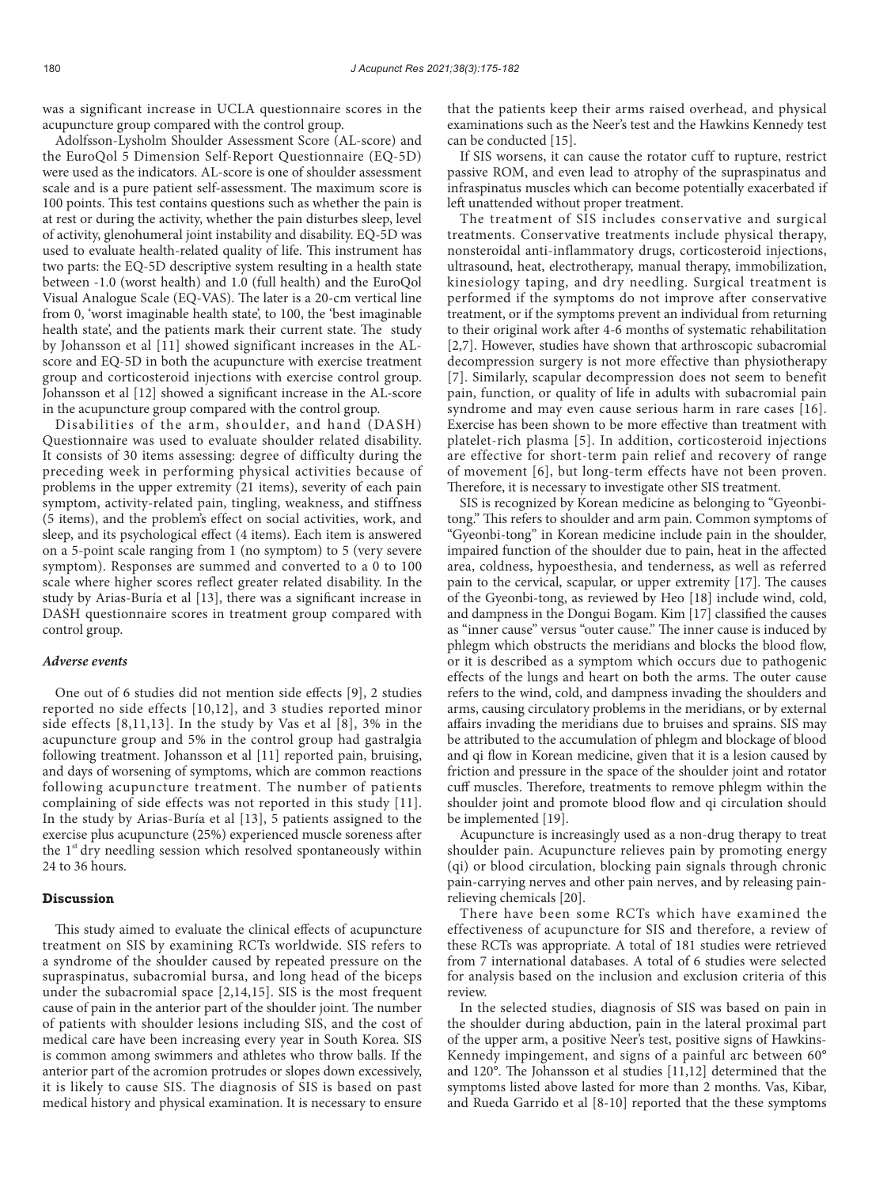was a significant increase in UCLA questionnaire scores in the acupuncture group compared with the control group.

Adolfsson-Lysholm Shoulder Assessment Score (AL-score) and the EuroQol 5 Dimension Self-Report Questionnaire (EQ-5D) were used as the indicators. AL-score is one of shoulder assessment scale and is a pure patient self-assessment. The maximum score is 100 points. This test contains questions such as whether the pain is at rest or during the activity, whether the pain disturbes sleep, level of activity, glenohumeral joint instability and disability. EQ-5D was used to evaluate health-related quality of life. This instrument has two parts: the EQ-5D descriptive system resulting in a health state between -1.0 (worst health) and 1.0 (full health) and the EuroQol Visual Analogue Scale (EQ-VAS). The later is a 20-cm vertical line from 0, 'worst imaginable health state', to 100, the 'best imaginable health state', and the patients mark their current state. The study by Johansson et al [11] showed significant increases in the AL-score and EQ-5D in both the acupuncture with exercise treatment group and corticosteroid injections with exercise control group. Johansson et al [12] showed a significant increase in the AL-score in the acupuncture group compared with the control group.

Disabilities of the arm, shoulder, and hand (DASH) Questionnaire was used to evaluate shoulder related disability. It consists of 30 items assessing: degree of difficulty during the preceding week in performing physical activities because of problems in the upper extremity (21 items), severity of each pain symptom, activity-related pain, tingling, weakness, and stiffness (5 items), and the problem's effect on social activities, work, and sleep, and its psychological effect (4 items). Each item is answered on a 5-point scale ranging from 1 (no symptom) to 5 (very severe symptom). Responses are summed and converted to a 0 to 100 scale where higher scores reflect greater related disability. In the study by Arias-Buría et al [13], there was a significant increase in DASH questionnaire scores in treatment group compared with control group.

### *Adverse events*

One out of 6 studies did not mention side effects [9], 2 studies reported no side effects [10,12], and 3 studies reported minor side effects [8,11,13]. In the study by Vas et al [8], 3% in the acupuncture group and 5% in the control group had gastralgia following treatment. Johansson et al [11] reported pain, bruising, and days of worsening of symptoms, which are common reactions following acupuncture treatment. The number of patients complaining of side effects was not reported in this study [11]. In the study by Arias-Buría et al [13], 5 patients assigned to the exercise plus acupuncture (25%) experienced muscle soreness after the 1st dry needling session which resolved spontaneously within 24 to 36 hours.

## Discussion

This study aimed to evaluate the clinical effects of acupuncture treatment on SIS by examining RCTs worldwide. SIS refers to a syndrome of the shoulder caused by repeated pressure on the supraspinatus, subacromial bursa, and long head of the biceps under the subacromial space [2,14,15]. SIS is the most frequent cause of pain in the anterior part of the shoulder joint. The number of patients with shoulder lesions including SIS, and the cost of medical care have been increasing every year in South Korea. SIS is common among swimmers and athletes who throw balls. If the anterior part of the acromion protrudes or slopes down excessively, it is likely to cause SIS. The diagnosis of SIS is based on past medical history and physical examination. It is necessary to ensure that the patients keep their arms raised overhead, and physical examinations such as the Neer's test and the Hawkins Kennedy test can be conducted [15].

If SIS worsens, it can cause the rotator cuff to rupture, restrict passive ROM, and even lead to atrophy of the supraspinatus and infraspinatus muscles which can become potentially exacerbated if left unattended without proper treatment.

The treatment of SIS includes conservative and surgical treatments. Conservative treatments include physical therapy, nonsteroidal anti-inflammatory drugs, corticosteroid injections, ultrasound, heat, electrotherapy, manual therapy, immobilization, kinesiology taping, and dry needling. Surgical treatment is performed if the symptoms do not improve after conservative treatment, or if the symptoms prevent an individual from returning to their original work after 4-6 months of systematic rehabilitation [2,7]. However, studies have shown that arthroscopic subacromial decompression surgery is not more effective than physiotherapy [7]. Similarly, scapular decompression does not seem to benefit pain, function, or quality of life in adults with subacromial pain syndrome and may even cause serious harm in rare cases [16]. Exercise has been shown to be more effective than treatment with platelet-rich plasma [5]. In addition, corticosteroid injections are effective for short-term pain relief and recovery of range of movement [6], but long-term effects have not been proven. Therefore, it is necessary to investigate other SIS treatment.

SIS is recognized by Korean medicine as belonging to "Gyeonbi-tong." This refers to shoulder and arm pain. Common symptoms of "Gyeonbi-tong" in Korean medicine include pain in the shoulder, impaired function of the shoulder due to pain, heat in the affected area, coldness, hypoesthesia, and tenderness, as well as referred pain to the cervical, scapular, or upper extremity [17]. The causes of the Gyeonbi-tong, as reviewed by Heo [18] include wind, cold, and dampness in the Dongui Bogam. Kim [17] classified the causes as "inner cause" versus "outer cause." The inner cause is induced by phlegm which obstructs the meridians and blocks the blood flow, or it is described as a symptom which occurs due to pathogenic effects of the lungs and heart on both the arms. The outer cause refers to the wind, cold, and dampness invading the shoulders and arms, causing circulatory problems in the meridians, or by external affairs invading the meridians due to bruises and sprains. SIS may be attributed to the accumulation of phlegm and blockage of blood and qi flow in Korean medicine, given that it is a lesion caused by friction and pressure in the space of the shoulder joint and rotator cuff muscles. Therefore, treatments to remove phlegm within the shoulder joint and promote blood flow and qi circulation should be implemented [19].

Acupuncture is increasingly used as a non-drug therapy to treat shoulder pain. Acupuncture relieves pain by promoting energy (qi) or blood circulation, blocking pain signals through chronic pain-carrying nerves and other pain nerves, and by releasing pain-relieving chemicals [20].

There have been some RCTs which have examined the effectiveness of acupuncture for SIS and therefore, a review of these RCTs was appropriate. A total of 181 studies were retrieved from 7 international databases. A total of 6 studies were selected for analysis based on the inclusion and exclusion criteria of this review.

In the selected studies, diagnosis of SIS was based on pain in the shoulder during abduction, pain in the lateral proximal part of the upper arm, a positive Neer's test, positive signs of Hawkins-Kennedy impingement, and signs of a painful arc between 60° and 120°. The Johansson et al studies [11,12] determined that the symptoms listed above lasted for more than 2 months. Vas, Kibar, and Rueda Garrido et al [8-10] reported that the these symptoms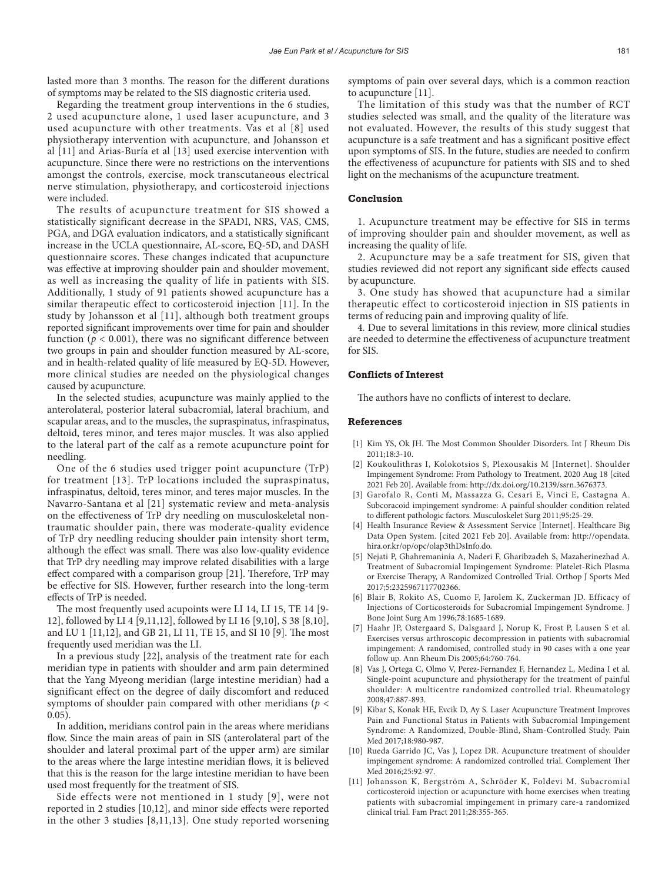lasted more than 3 months. The reason for the different durations of symptoms may be related to the SIS diagnostic criteria used.

Regarding the treatment group interventions in the 6 studies, 2 used acupuncture alone, 1 used laser acupuncture, and 3 used acupuncture with other treatments. Vas et al [8] used physiotherapy intervention with acupuncture, and Johansson et al [11] and Arias-Buría et al [13] used exercise intervention with acupuncture. Since there were no restrictions on the interventions amongst the controls, exercise, mock transcutaneous electrical nerve stimulation, physiotherapy, and corticosteroid injections were included.

The results of acupuncture treatment for SIS showed a statistically significant decrease in the SPADI, NRS, VAS, CMS, PGA, and DGA evaluation indicators, and a statistically significant increase in the UCLA questionnaire, AL-score, EQ-5D, and DASH questionnaire scores. These changes indicated that acupuncture was effective at improving shoulder pain and shoulder movement, as well as increasing the quality of life in patients with SIS. Additionally, 1 study of 91 patients showed acupuncture has a similar therapeutic effect to corticosteroid injection [11]. In the study by Johansson et al [11], although both treatment groups reported significant improvements over time for pain and shoulder function ($p < 0.001$), there was no significant difference between two groups in pain and shoulder function measured by AL-score, and in health-related quality of life measured by EQ-5D. However, more clinical studies are needed on the physiological changes caused by acupuncture.

In the selected studies, acupuncture was mainly applied to the anterolateral, posterior lateral subacromial, lateral brachium, and scapular areas, and to the muscles, the supraspinatus, infraspinatus, deltoid, teres minor, and teres major muscles. It was also applied to the lateral part of the calf as a remote acupuncture point for needling.

One of the 6 studies used trigger point acupuncture (TrP) for treatment [13]. TrP locations included the supraspinatus, infraspinatus, deltoid, teres minor, and teres major muscles. In the Navarro-Santana et al [21] systematic review and meta-analysis on the effectiveness of TrP dry needling on musculoskeletal non-traumatic shoulder pain, there was moderate-quality evidence of TrP dry needling reducing shoulder pain intensity short term, although the effect was small. There was also low-quality evidence that TrP dry needling may improve related disabilities with a large effect compared with a comparison group [21]. Therefore, TrP may be effective for SIS. However, further research into the long-term effects of TrP is needed.

The most frequently used acupoints were LI 14, LI 15, TE 14 [9-12], followed by LI 4 [9,11,12], followed by LI 16 [9,10], S 38 [8,10], and LU 1 [11,12], and GB 21, LI 11, TE 15, and SI 10 [9]. The most frequently used meridian was the LI.

In a previous study [22], analysis of the treatment rate for each meridian type in patients with shoulder and arm pain determined that the Yang Myeong meridian (large intestine meridian) had a significant effect on the degree of daily discomfort and reduced symptoms of shoulder pain compared with other meridians ($p < 0.05$).

In addition, meridians control pain in the areas where meridians flow. Since the main areas of pain in SIS (anterolateral part of the shoulder and lateral proximal part of the upper arm) are similar to the areas where the large intestine meridian flows, it is believed that this is the reason for the large intestine meridian to have been used most frequently for the treatment of SIS.

Side effects were not mentioned in 1 study [9], were not reported in 2 studies [10,12], and minor side effects were reported in the other 3 studies [8,11,13]. One study reported worsening symptoms of pain over several days, which is a common reaction to acupuncture [11].

The limitation of this study was that the number of RCT studies selected was small, and the quality of the literature was not evaluated. However, the results of this study suggest that acupuncture is a safe treatment and has a significant positive effect upon symptoms of SIS. In the future, studies are needed to confirm the effectiveness of acupuncture for patients with SIS and to shed light on the mechanisms of the acupuncture treatment.

## Conclusion

1. Acupuncture treatment may be effective for SIS in terms of improving shoulder pain and shoulder movement, as well as increasing the quality of life.

2. Acupuncture may be a safe treatment for SIS, given that studies reviewed did not report any significant side effects caused by acupuncture.

3. One study has showed that acupuncture had a similar therapeutic effect to corticosteroid injection in SIS patients in terms of reducing pain and improving quality of life.

4. Due to several limitations in this review, more clinical studies are needed to determine the effectiveness of acupuncture treatment for SIS.

## Conflicts of Interest

The authors have no conflicts of interest to declare.

## References

[1] Kim YS, Ok JH. The Most Common Shoulder Disorders. Int J Rheum Dis 2011;18:3-10.

[2] Koukoulithras I, Kolokotsios S, Plexousakis M [Internet]. Shoulder Impingement Syndrome: From Pathology to Treatment. 2020 Aug 18 [cited 2021 Feb 20]. Available from: http://dx.doi.org/10.2139/ssrn.3676373.

[3] Garofalo R, Conti M, Massazza G, Cesari E, Vinci E, Castagna A. Subcoracoid impingement syndrome: A painful shoulder condition related to different pathologic factors. Musculoskelet Surg 2011;95:25-29.

[4] Health Insurance Review & Assessment Service [Internet]. Healthcare Big Data Open System. [cited 2021 Feb 20]. Available from: http://opendata.hira.or.kr/op/opc/olap3thDsInfo.do.

[5] Nejati P, Ghahremaninia A, Naderi F, Gharibzadeh S, Mazaherinezhad A. Treatment of Subacromial Impingement Syndrome: Platelet-Rich Plasma or Exercise Therapy, A Randomized Controlled Trial. Orthop J Sports Med 2017;5:2325967117702366.

[6] Blair B, Rokito AS, Cuomo F, Jarolem K, Zuckerman JD. Efficacy of Injections of Corticosteroids for Subacromial Impingement Syndrome. J Bone Joint Surg Am 1996;78:1685-1689.

[7] Haahr JP, Ostergaard S, Dalsgaard J, Norup K, Frost P, Lausen S et al. Exercises versus arthroscopic decompression in patients with subacromial impingement: A randomised, controlled study in 90 cases with a one year follow up. Ann Rheum Dis 2005;64:760-764.

[8] Vas J, Ortega C, Olmo V, Perez-Fernandez F, Hernandez L, Medina I et al. Single-point acupuncture and physiotherapy for the treatment of painful shoulder: A multicentre randomized controlled trial. Rheumatology 2008;47:887-893.

[9] Kibar S, Konak HE, Evcik D, Ay S. Laser Acupuncture Treatment Improves Pain and Functional Status in Patients with Subacromial Impingement Syndrome: A Randomized, Double-Blind, Sham-Controlled Study. Pain Med 2017;18:980-987.

[10] Rueda Garrido JC, Vas J, Lopez DR. Acupuncture treatment of shoulder impingement syndrome: A randomized controlled trial. Complement Ther Med 2016;25:92-97.

[11] Johansson K, Bergström A, Schröder K, Foldevi M. Subacromial corticosteroid injection or acupuncture with home exercises when treating patients with subacromial impingement in primary care-a randomized clinical trial. Fam Pract 2011;28:355-365.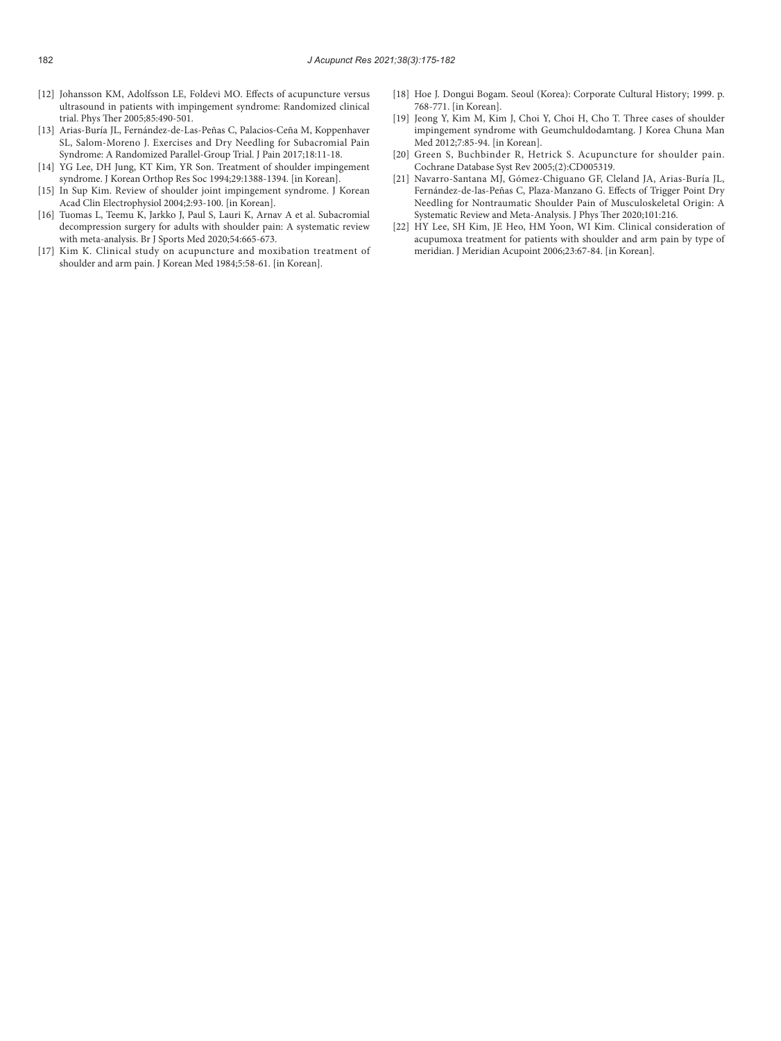[12] Johansson KM, Adolfsson LE, Foldevi MO. Effects of acupuncture versus ultrasound in patients with impingement syndrome: Randomized clinical trial. Phys Ther 2005;85:490-501.

[13] Arias-Buría JL, Fernández-de-Las-Peñas C, Palacios-Ceña M, Koppenhaver SL, Salom-Moreno J. Exercises and Dry Needling for Subacromial Pain Syndrome: A Randomized Parallel-Group Trial. J Pain 2017;18:11-18.

[14] YG Lee, DH Jung, KT Kim, YR Son. Treatment of shoulder impingement syndrome. J Korean Orthop Res Soc 1994;29:1388-1394. [in Korean].

[15] In Sup Kim. Review of shoulder joint impingement syndrome. J Korean Acad Clin Electrophysiol 2004;2:93-100. [in Korean].

[16] Tuomas L, Teemu K, Jarkko J, Paul S, Lauri K, Arnav A et al. Subacromial decompression surgery for adults with shoulder pain: A systematic review with meta-analysis. Br J Sports Med 2020;54:665-673.

[17] Kim K. Clinical study on acupuncture and moxibation treatment of shoulder and arm pain. J Korean Med 1984;5:58-61. [in Korean].

[18] Hoe J. Dongui Bogam. Seoul (Korea): Corporate Cultural History; 1999. p. 768-771. [in Korean].

[19] Jeong Y, Kim M, Kim J, Choi Y, Choi H, Cho T. Three cases of shoulder impingement syndrome with Geumchuldodamtang. J Korea Chuna Man Med 2012;7:85-94. [in Korean].

[20] Green S, Buchbinder R, Hetrick S. Acupuncture for shoulder pain. Cochrane Database Syst Rev 2005;(2):CD005319.

[21] Navarro-Santana MJ, Gómez-Chiguano GF, Cleland JA, Arias-Buría JL, Fernández-de-las-Peñas C, Plaza-Manzano G. Effects of Trigger Point Dry Needling for Nontraumatic Shoulder Pain of Musculoskeletal Origin: A Systematic Review and Meta-Analysis. J Phys Ther 2020;101:216.

[22] HY Lee, SH Kim, JE Heo, HM Yoon, WI Kim. Clinical consideration of acupumoxa treatment for patients with shoulder and arm pain by type of meridian. J Meridian Acupoint 2006;23:67-84. [in Korean].